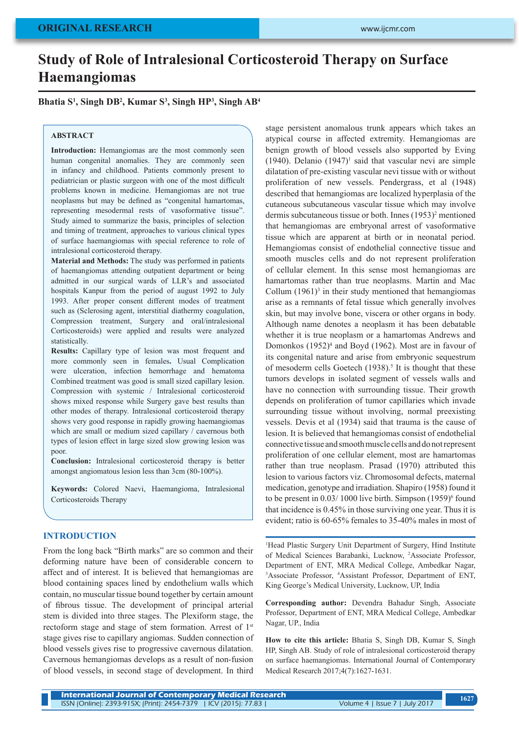# Study of Role of Intralesional Corticosteroid Therapy on Surface Haemangiomas

**Bhatia S[1], Singh DB[2], Kumar S[3], Singh HP[3], Singh AB[4]**

## ABSTRACT

**Introduction:** Hemangiomas are the most commonly seen human congenital anomalies. They are commonly seen in infancy and childhood. Patients commonly present to pediatrician or plastic surgeon with one of the most difficult problems known in medicine. Hemangiomas are not true neoplasms but may be defined as "congenital hamartomas, representing mesodermal rests of vasoformative tissue". Study aimed to summarize the basis, principles of selection and timing of treatment, approaches to various clinical types of surface haemangiomas with special reference to role of intralesional corticosteroid therapy.

**Material and Methods:** The study was performed in patients of haemangiomas attending outpatient department or being admitted in our surgical wards of LLR's and associated hospitals Kanpur from the period of august 1992 to July 1993. After proper consent different modes of treatment such as (Sclerosing agent, interstitial diathermy coagulation, Compression treatment, Surgery and oral/intralesional Corticosteroids) were applied and results were analyzed statistically.

**Results:** Capillary type of lesion was most frequent and more commonly seen in females**.** Usual Complication were ulceration, infection hemorrhage and hematoma Combined treatment was good is small sized capillary lesion. Compression with systemic / Intralesional corticosteroid shows mixed response while Surgery gave best results than other modes of therapy. Intralesional corticosteroid therapy shows very good response in rapidly growing haemangiomas which are small or medium sized capillary / cavernous both types of lesion effect in large sized slow growing lesion was poor.

**Conclusion:** Intralesional corticosteroid therapy is better amongst angiomatous lesion less than 3cm (80-100%).

**Keywords:** Colored Naevi, Haemangioma, Intralesional Corticosteroids Therapy

## INTRODUCTION

From the long back "Birth marks" are so common and their deforming nature have been of considerable concern to affect and of interest. It is believed that hemangiomas are blood containing spaces lined by endothelium walls which contain, no muscular tissue bound together by certain amount of fibrous tissue. The development of principal arterial stem is divided into three stages. The Plexiform stage, the rectoform stage and stage of stem formation. Arrest of 1st stage gives rise to capillary angiomas. Sudden connection of blood vessels gives rise to progressive cavernous dilatation. Cavernous hemangiomas develops as a result of non-fusion of blood vessels, in second stage of development. In third stage persistent anomalous trunk appears which takes an atypical course in affected extremity. Hemangiomas are benign growth of blood vessels also supported by Eving (1940). Delanio (1947)[1] said that vascular nevi are simple dilatation of pre-existing vascular nevi tissue with or without proliferation of new vessels. Pendergrass, et al (1948) described that hemangiomas are localized hyperplasia of the cutaneous subcutaneous vascular tissue which may involve dermis subcutaneous tissue or both. Innes (1953)[2] mentioned that hemangiomas are embryonal arrest of vasoformative tissue which are apparent at birth or in neonatal period. Hemangiomas consist of endothelial connective tissue and smooth muscles cells and do not represent proliferation of cellular element. In this sense most hemangiomas are hamartomas rather than true neoplasms. Martin and Mac Collum (1961)[3] in their study mentioned that hemangiomas arise as a remnants of fetal tissue which generally involves skin, but may involve bone, viscera or other organs in body. Although name denotes a neoplasm it has been debatable whether it is true neoplasm or a hamartomas Andrews and Domonkos (1952)[4] and Boyd (1962). Most are in favour of its congenital nature and arise from embryonic sequestrum of mesoderm cells Goetech (1938).[5] It is thought that these tumors develops in isolated segment of vessels walls and have no connection with surrounding tissue. Their growth depends on proliferation of tumor capillaries which invade surrounding tissue without involving, normal preexisting vessels. Devis et al (1934) said that trauma is the cause of lesion. It is believed that hemangiomas consist of endothelial connective tissue and smooth muscle cells and do not represent proliferation of one cellular element, most are hamartomas rather than true neoplasm. Prasad (1970) attributed this lesion to various factors viz. Chromosomal defects, maternal medication, genotype and irradiation. Shapiro (1958) found it to be present in 0.03/ 1000 live birth. Simpson (1959)[6] found that incidence is 0.45% in those surviving one year. Thus it is evident; ratio is 60-65% females to 35-40% males in most of

[1]Head Plastic Surgery Unit Department of Surgery, Hind Institute of Medical Sciences Barabanki, Lucknow, [2]Associate Professor, Department of ENT, MRA Medical College, Ambedkar Nagar, [3]Associate Professor, [4]Assistant Professor, Department of ENT, King George's Medical University, Lucknow, UP, India

**Corresponding author:** Devendra Bahadur Singh, Associate Professor, Department of ENT, MRA Medical College, Ambedkar Nagar, UP., India

**How to cite this article:** Bhatia S, Singh DB, Kumar S, Singh HP, Singh AB. Study of role of intralesional corticosteroid therapy on surface haemangiomas. International Journal of Contemporary Medical Research 2017;4(7):1627-1631.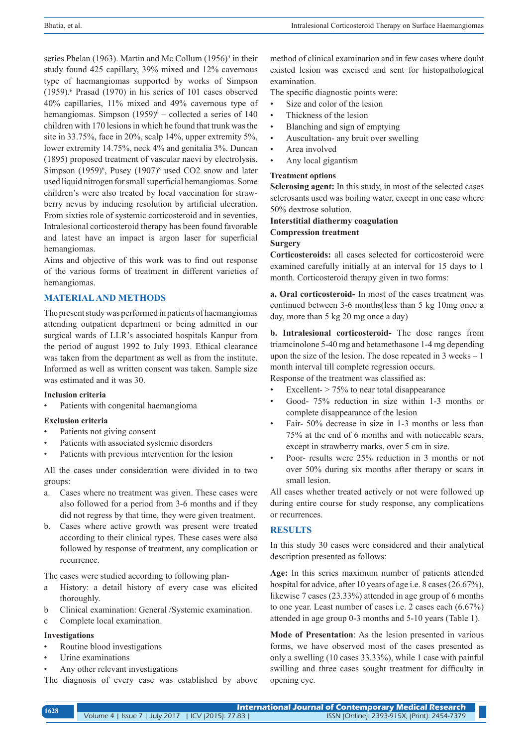series Phelan (1963). Martin and Mc Collum (1956)[3] in their study found 425 capillary, 39% mixed and 12% cavernous type of haemangiomas supported by works of Simpson (1959).[6] Prasad (1970) in his series of 101 cases observed 40% capillaries, 11% mixed and 49% cavernous type of hemangiomas. Simpson (1959)[6] – collected a series of 140 children with 170 lesions in which he found that trunk was the site in 33.75%, face in 20%, scalp 14%, upper extremity 5%, lower extremity 14.75%, neck 4% and genitalia 3%. Duncan (1895) proposed treatment of vascular naevi by electrolysis. Simpson (1959)[6], Pusey (1907)[8] used CO2 snow and later used liquid nitrogen for small superficial hemangiomas. Some children's were also treated by local vaccination for strawberry nevus by inducing resolution by artificial ulceration. From sixties role of systemic corticosteroid and in seventies, Intralesional corticosteroid therapy has been found favorable and latest have an impact is argon laser for superficial hemangiomas.

Aims and objective of this work was to find out response of the various forms of treatment in different varieties of hemangiomas.

## MATERIAL AND METHODS

The present study was performed in patients of haemangiomas attending outpatient department or being admitted in our surgical wards of LLR's associated hospitals Kanpur from the period of august 1992 to July 1993. Ethical clearance was taken from the department as well as from the institute. Informed as well as written consent was taken. Sample size was estimated and it was 30.

**Inclusion criteria**

- Patients with congenital haemangioma

**Exclusion criteria**

- Patients not giving consent
- Patients with associated systemic disorders
- Patients with previous intervention for the lesion

All the cases under consideration were divided in to two groups:

a. Cases where no treatment was given. These cases were also followed for a period from 3-6 months and if they did not regress by that time, they were given treatment.
b. Cases where active growth was present were treated according to their clinical types. These cases were also followed by response of treatment, any complication or recurrence.

The cases were studied according to following plan-

a History: a detail history of every case was elicited thoroughly.
b Clinical examination: General /Systemic examination.
c Complete local examination.

**Investigations**

- Routine blood investigations
- Urine examinations
- Any other relevant investigations

The diagnosis of every case was established by above method of clinical examination and in few cases where doubt existed lesion was excised and sent for histopathological examination.

The specific diagnostic points were:

- Size and color of the lesion
- Thickness of the lesion
- Blanching and sign of emptying
- Auscultation- any bruit over swelling
- Area involved
- Any local gigantism

**Treatment options**

**Sclerosing agent:** In this study, in most of the selected cases sclerosants used was boiling water, except in one case where 50% dextrose solution.

**Interstitial diathermy coagulation**

**Compression treatment**

**Surgery**

**Corticosteroids:** all cases selected for corticosteroid were examined carefully initially at an interval for 15 days to 1 month. Corticosteroid therapy given in two forms:

**a. Oral corticosteroid-** In most of the cases treatment was continued between 3-6 months(less than 5 kg 10mg once a day, more than 5 kg 20 mg once a day)

**b. Intralesional corticosteroid-** The dose ranges from triamcinolone 5-40 mg and betamethasone 1-4 mg depending upon the size of the lesion. The dose repeated in 3 weeks – 1 month interval till complete regression occurs.

Response of the treatment was classified as:

- Excellent- > 75% to near total disappearance
- Good- 75% reduction in size within 1-3 months or complete disappearance of the lesion
- Fair- 50% decrease in size in 1-3 months or less than 75% at the end of 6 months and with noticeable scars, except in strawberry marks, over 5 cm in size.
- Poor- results were 25% reduction in 3 months or not over 50% during six months after therapy or scars in small lesion.

All cases whether treated actively or not were followed up during entire course for study response, any complications or recurrences.

## RESULTS

In this study 30 cases were considered and their analytical description presented as follows:

**Age:** In this series maximum number of patients attended hospital for advice, after 10 years of age i.e. 8 cases (26.67%), likewise 7 cases (23.33%) attended in age group of 6 months to one year. Least number of cases i.e. 2 cases each (6.67%) attended in age group 0-3 months and 5-10 years (Table 1).

**Mode of Presentation**: As the lesion presented in various forms, we have observed most of the cases presented as only a swelling (10 cases 33.33%), while 1 case with painful swilling and three cases sought treatment for difficulty in opening eye.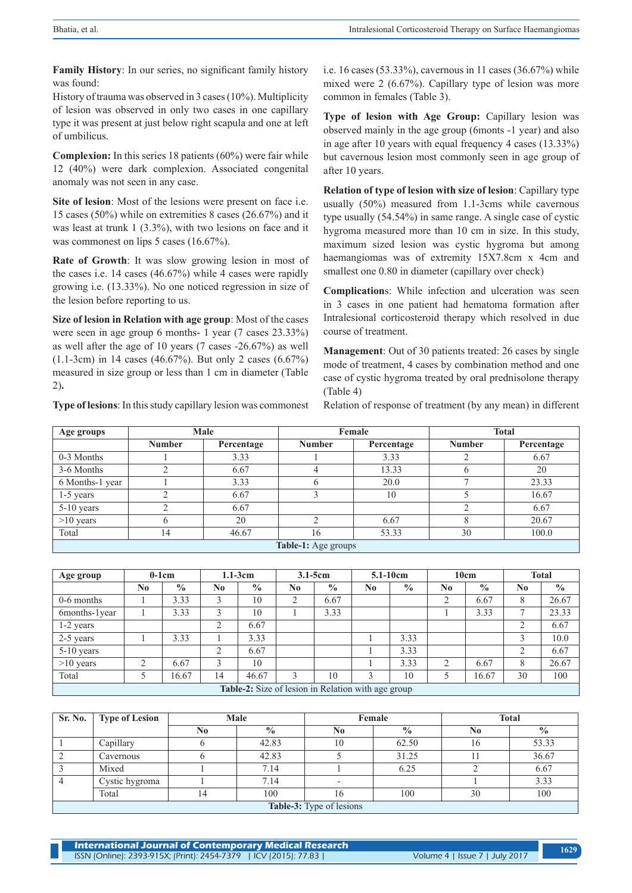**Family History**: In our series, no significant family history was found:

History of trauma was observed in 3 cases (10%). Multiplicity of lesion was observed in only two cases in one capillary type it was present at just below right scapula and one at left of umbilicus.

**Complexion:** In this series 18 patients (60%) were fair while 12 (40%) were dark complexion. Associated congenital anomaly was not seen in any case.

**Site of lesion**: Most of the lesions were present on face i.e. 15 cases (50%) while on extremities 8 cases (26.67%) and it was least at trunk 1 (3.3%), with two lesions on face and it was commonest on lips 5 cases (16.67%).

**Rate of Growth**: It was slow growing lesion in most of the cases i.e. 14 cases (46.67%) while 4 cases were rapidly growing i.e. (13.33%). No one noticed regression in size of the lesion before reporting to us.

**Size of lesion in Relation with age group**: Most of the cases were seen in age group 6 months- 1 year (7 cases 23.33%) as well after the age of 10 years (7 cases -26.67%) as well (1.1-3cm) in 14 cases (46.67%). But only 2 cases (6.67%) measured in size group or less than 1 cm in diameter (Table 2)**.**

**Type of lesions**: In this study capillary lesion was commonest i.e. 16 cases (53.33%), cavernous in 11 cases (36.67%) while mixed were 2 (6.67%). Capillary type of lesion was more common in females (Table 3).

**Type of lesion with Age Group:** Capillary lesion was observed mainly in the age group (6monts -1 year) and also in age after 10 years with equal frequency 4 cases (13.33%) but cavernous lesion most commonly seen in age group of after 10 years.

**Relation of type of lesion with size of lesion**: Capillary type usually (50%) measured from 1.1-3cms while cavernous type usually (54.54%) in same range. A single case of cystic hygroma measured more than 10 cm in size. In this study, maximum sized lesion was cystic hygroma but among haemangiomas was of extremity 15X7.8cm x 4cm and smallest one 0.80 in diameter (capillary over check)

**Complication**s: While infection and ulceration was seen in 3 cases in one patient had hematoma formation after Intralesional corticosteroid therapy which resolved in due course of treatment.

**Management**: Out of 30 patients treated: 26 cases by single mode of treatment, 4 cases by combination method and one case of cystic hygroma treated by oral prednisolone therapy (Table 4)

Relation of response of treatment (by any mean) in different

| Age groups | Male | | Female | | Total | |
|---|---|---|---|---|---|---|
| | Number | Percentage | Number | Percentage | Number | Percentage |
| 0-3 Months | 1 | 3.33 | 1 | 3.33 | 2 | 6.67 |
| 3-6 Months | 2 | 6.67 | 4 | 13.33 | 6 | 20 |
| 6 Months-1 year | 1 | 3.33 | 6 | 20.0 | 7 | 23.33 |
| 1-5 years | 2 | 6.67 | 3 | 10 | 5 | 16.67 |
| 5-10 years | 2 | 6.67 | | | 2 | 6.67 |
| >10 years | 6 | 20 | 2 | 6.67 | 8 | 20.67 |
| Total | 14 | 46.67 | 16 | 53.33 | 30 | 100.0 |

**Table-1:** Age groups

| Age group | 0-1cm | | 1.1-3cm | | 3.1-5cm | | 5.1-10cm | | 10cm | | Total | |
|---|---|---|---|---|---|---|---|---|---|---|---|---|
| | No | % | No | % | No | % | No | % | No | % | No | % |
| 0-6 months | 1 | 3.33 | 3 | 10 | 2 | 6.67 | | | 2 | 6.67 | 8 | 26.67 |
| 6months-1year | 1 | 3.33 | 3 | 10 | 1 | 3.33 | | | 1 | 3.33 | 7 | 23.33 |
| 1-2 years | | | 2 | 6.67 | | | | | | | 2 | 6.67 |
| 2-5 years | 1 | 3.33 | 1 | 3.33 | | | 1 | 3.33 | | | 3 | 10.0 |
| 5-10 years | | | 2 | 6.67 | | | 1 | 3.33 | | | 2 | 6.67 |
| >10 years | 2 | 6.67 | 3 | 10 | | | 1 | 3.33 | 2 | 6.67 | 8 | 26.67 |
| Total | 5 | 16.67 | 14 | 46.67 | 3 | 10 | 3 | 10 | 5 | 16.67 | 30 | 100 |

**Table-2:** Size of lesion in Relation with age group

| Sr. No. | Type of Lesion | Male | | Female | | Total | |
|---|---|---|---|---|---|---|---|
| | | No | % | No | % | No | % |
| 1 | Capillary | 6 | 42.83 | 10 | 62.50 | 16 | 53.33 |
| 2 | Cavernous | 6 | 42.83 | 5 | 31.25 | 11 | 36.67 |
| 3 | Mixed | 1 | 7.14 | 1 | 6.25 | 2 | 6.67 |
| 4 | Cystic hygroma | 1 | 7.14 | - | | 1 | 3.33 |
| | Total | 14 | 100 | 16 | 100 | 30 | 100 |

**Table-3:** Type of lesions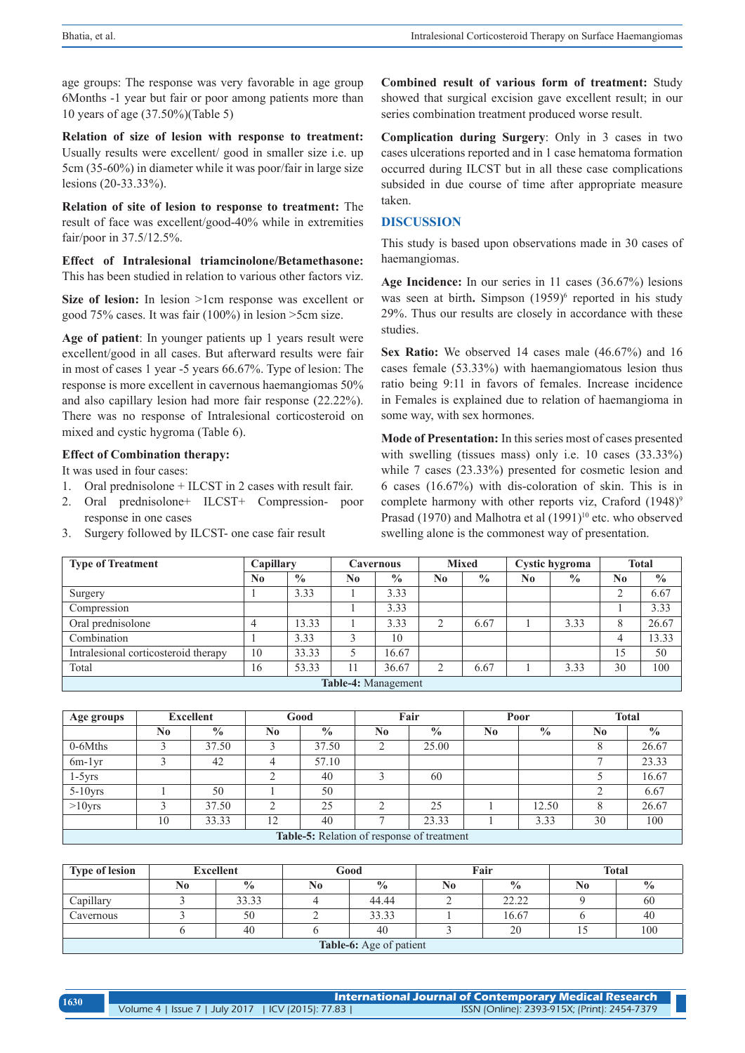age groups: The response was very favorable in age group 6Months -1 year but fair or poor among patients more than 10 years of age (37.50%)(Table 5)

**Relation of size of lesion with response to treatment:** Usually results were excellent/ good in smaller size i.e. up 5cm (35-60%) in diameter while it was poor/fair in large size lesions (20-33.33%).

**Relation of site of lesion to response to treatment:** The result of face was excellent/good-40% while in extremities fair/poor in 37.5/12.5%.

**Effect of Intralesional triamcinolone/Betamethasone:** This has been studied in relation to various other factors viz.

**Size of lesion:** In lesion >1cm response was excellent or good 75% cases. It was fair (100%) in lesion >5cm size.

**Age of patient**: In younger patients up 1 years result were excellent/good in all cases. But afterward results were fair in most of cases 1 year -5 years 66.67%. Type of lesion: The response is more excellent in cavernous haemangiomas 50% and also capillary lesion had more fair response (22.22%). There was no response of Intralesional corticosteroid on mixed and cystic hygroma (Table 6).

**Effect of Combination therapy:**

It was used in four cases:

1. Oral prednisolone + ILCST in 2 cases with result fair.
2. Oral prednisolone+ ILCST+ Compression- poor response in one cases
3. Surgery followed by ILCST- one case fair result

**Combined result of various form of treatment:** Study showed that surgical excision gave excellent result; in our series combination treatment produced worse result.

**Complication during Surgery**: Only in 3 cases in two cases ulcerations reported and in 1 case hematoma formation occurred during ILCST but in all these case complications subsided in due course of time after appropriate measure taken.

## DISCUSSION

This study is based upon observations made in 30 cases of haemangiomas.

**Age Incidence:** In our series in 11 cases (36.67%) lesions was seen at birth**.** Simpson (1959)[6] reported in his study 29%. Thus our results are closely in accordance with these studies.

**Sex Ratio:** We observed 14 cases male (46.67%) and 16 cases female (53.33%) with haemangiomatous lesion thus ratio being 9:11 in favors of females. Increase incidence in Females is explained due to relation of haemangioma in some way, with sex hormones.

**Mode of Presentation:** In this series most of cases presented with swelling (tissues mass) only i.e. 10 cases (33.33%) while 7 cases (23.33%) presented for cosmetic lesion and 6 cases (16.67%) with dis-coloration of skin. This is in complete harmony with other reports viz, Craford (1948)[9] Prasad (1970) and Malhotra et al (1991)[10] etc. who observed swelling alone is the commonest way of presentation.

| Type of Treatment | Capillary | | Cavernous | | Mixed | | Cystic hygroma | | Total | |
|---|---|---|---|---|---|---|---|---|---|---|
| | No | % | No | % | No | % | No | % | No | % |
| Surgery | 1 | 3.33 | 1 | 3.33 | | | | | 2 | 6.67 |
| Compression | | | 1 | 3.33 | | | | | 1 | 3.33 |
| Oral prednisolone | 4 | 13.33 | 1 | 3.33 | 2 | 6.67 | 1 | 3.33 | 8 | 26.67 |
| Combination | 1 | 3.33 | 3 | 10 | | | | | 4 | 13.33 |
| Intralesional corticosteroid therapy | 10 | 33.33 | 5 | 16.67 | | | | | 15 | 50 |
| Total | 16 | 53.33 | 11 | 36.67 | 2 | 6.67 | 1 | 3.33 | 30 | 100 |

**Table-4:** Management

| Age groups | Excellent | | Good | | Fair | | Poor | | Total | |
|---|---|---|---|---|---|---|---|---|---|---|
| | No | % | No | % | No | % | No | % | No | % |
| 0-6Mths | 3 | 37.50 | 3 | 37.50 | 2 | 25.00 | | | 8 | 26.67 |
| 6m-1yr | 3 | 42 | 4 | 57.10 | | | | | 7 | 23.33 |
| 1-5yrs | | | 2 | 40 | 3 | 60 | | | 5 | 16.67 |
| 5-10yrs | 1 | 50 | 1 | 50 | | | | | 2 | 6.67 |
| >10yrs | 3 | 37.50 | 2 | 25 | 2 | 25 | 1 | 12.50 | 8 | 26.67 |
| | 10 | 33.33 | 12 | 40 | 7 | 23.33 | 1 | 3.33 | 30 | 100 |

**Table-5:** Relation of response of treatment

| Type of lesion | Excellent | | Good | | Fair | | Total | |
|---|---|---|---|---|---|---|---|---|
| | No | % | No | % | No | % | No | % |
| Capillary | 3 | 33.33 | 4 | 44.44 | 2 | 22.22 | 9 | 60 |
| Cavernous | 3 | 50 | 2 | 33.33 | 1 | 16.67 | 6 | 40 |
| | 6 | 40 | 6 | 40 | 3 | 20 | 15 | 100 |

**Table-6:** Age of patient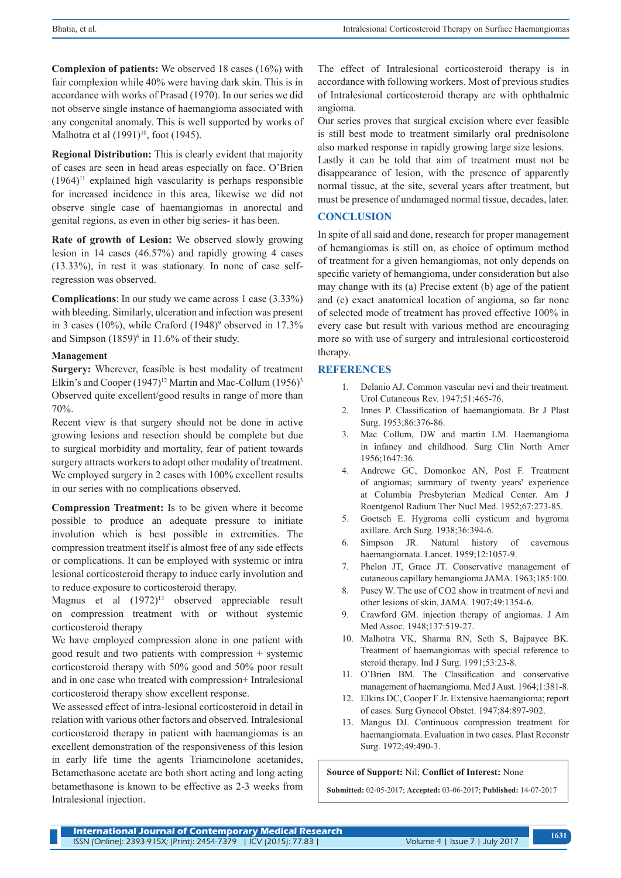**Complexion of patients:** We observed 18 cases (16%) with fair complexion while 40% were having dark skin. This is in accordance with works of Prasad (1970). In our series we did not observe single instance of haemangioma associated with any congenital anomaly. This is well supported by works of Malhotra et al (1991)[10], foot (1945).

**Regional Distribution:** This is clearly evident that majority of cases are seen in head areas especially on face. O'Brien (1964)[11] explained high vascularity is perhaps responsible for increased incidence in this area, likewise we did not observe single case of haemangiomas in anorectal and genital regions, as even in other big series- it has been.

**Rate of growth of Lesion:** We observed slowly growing lesion in 14 cases (46.57%) and rapidly growing 4 cases (13.33%), in rest it was stationary. In none of case self-regression was observed.

**Complications**: In our study we came across 1 case (3.33%) with bleeding. Similarly, ulceration and infection was present in 3 cases (10%), while Craford (1948)[9] observed in 17.3% and Simpson (1859)[6] in 11.6% of their study.

**Management**

**Surgery:** Wherever, feasible is best modality of treatment Elkin's and Cooper (1947)[12] Martin and Mac-Collum (1956)[3] Observed quite excellent/good results in range of more than 70%.

Recent view is that surgery should not be done in active growing lesions and resection should be complete but due to surgical morbidity and mortality, fear of patient towards surgery attracts workers to adopt other modality of treatment. We employed surgery in 2 cases with 100% excellent results in our series with no complications observed.

**Compression Treatment:** Is to be given where it become possible to produce an adequate pressure to initiate involution which is best possible in extremities. The compression treatment itself is almost free of any side effects or complications. It can be employed with systemic or intra lesional corticosteroid therapy to induce early involution and to reduce exposure to corticosteroid therapy.

Magnus et al (1972)[13] observed appreciable result on compression treatment with or without systemic corticosteroid therapy

We have employed compression alone in one patient with good result and two patients with compression + systemic corticosteroid therapy with 50% good and 50% poor result and in one case who treated with compression+ Intralesional corticosteroid therapy show excellent response.

We assessed effect of intra-lesional corticosteroid in detail in relation with various other factors and observed. Intralesional corticosteroid therapy in patient with haemangiomas is an excellent demonstration of the responsiveness of this lesion in early life time the agents Triamcinolone acetanides, Betamethasone acetate are both short acting and long acting betamethasone is known to be effective as 2-3 weeks from Intralesional injection.

The effect of Intralesional corticosteroid therapy is in accordance with following workers. Most of previous studies of Intralesional corticosteroid therapy are with ophthalmic angioma.

Our series proves that surgical excision where ever feasible is still best mode to treatment similarly oral prednisolone also marked response in rapidly growing large size lesions.

Lastly it can be told that aim of treatment must not be disappearance of lesion, with the presence of apparently normal tissue, at the site, several years after treatment, but must be presence of undamaged normal tissue, decades, later.

## CONCLUSION

In spite of all said and done, research for proper management of hemangiomas is still on, as choice of optimum method of treatment for a given hemangiomas, not only depends on specific variety of hemangioma, under consideration but also may change with its (a) Precise extent (b) age of the patient and (c) exact anatomical location of angioma, so far none of selected mode of treatment has proved effective 100% in every case but result with various method are encouraging more so with use of surgery and intralesional corticosteroid therapy.

## REFERENCES

1. Delanio AJ. Common vascular nevi and their treatment. Urol Cutaneous Rev. 1947;51:465-76.
2. Innes P. Classification of haemangiomata. Br J Plast Surg. 1953;86:376-86.
3. Mac Collum, DW and martin LM. Haemangioma in infancy and childhood. Surg Clin North Amer 1956;1647:36.
4. Andrewe GC, Domonkoe AN, Post F. Treatment of angiomas; summary of twenty years' experience at Columbia Presbyterian Medical Center. Am J Roentgenol Radium Ther Nucl Med. 1952;67:273-85.
5. Goetsch E. Hygroma colli cysticum and hygroma axillare. Arch Surg. 1938;36:394-6.
6. Simpson JR. Natural history of cavernous haemangiomata. Lancet. 1959;12:1057-9.
7. Phelon JT, Grace JT. Conservative management of cutaneous capillary hemangioma JAMA. 1963;185:100.
8. Pusey W. The use of CO2 show in treatment of nevi and other lesions of skin, JAMA. 1907;49:1354-6.
9. Crawford GM. injection therapy of angiomas. J Am Med Assoc. 1948;137:519-27.
10. Malhotra VK, Sharma RN, Seth S, Bajpayee BK. Treatment of haemangiomas with special reference to steroid therapy. Ind J Surg. 1991;53:23-8.
11. O'Brien BM. The Classification and conservative management of haemangioma. Med J Aust. 1964;1:381-8.
12. Elkins DC, Cooper F Jr. Extensive haemangioma; report of cases. Surg Gynecol Obstet. 1947;84:897-902.
13. Mangus DJ. Continuous compression treatment for haemangiomata. Evaluation in two cases. Plast Reconstr Surg. 1972;49:490-3.

**Source of Support:** Nil; **Conflict of Interest:** None

**Submitted:** 02-05-2017; **Accepted:** 03-06-2017; **Published:** 14-07-2017